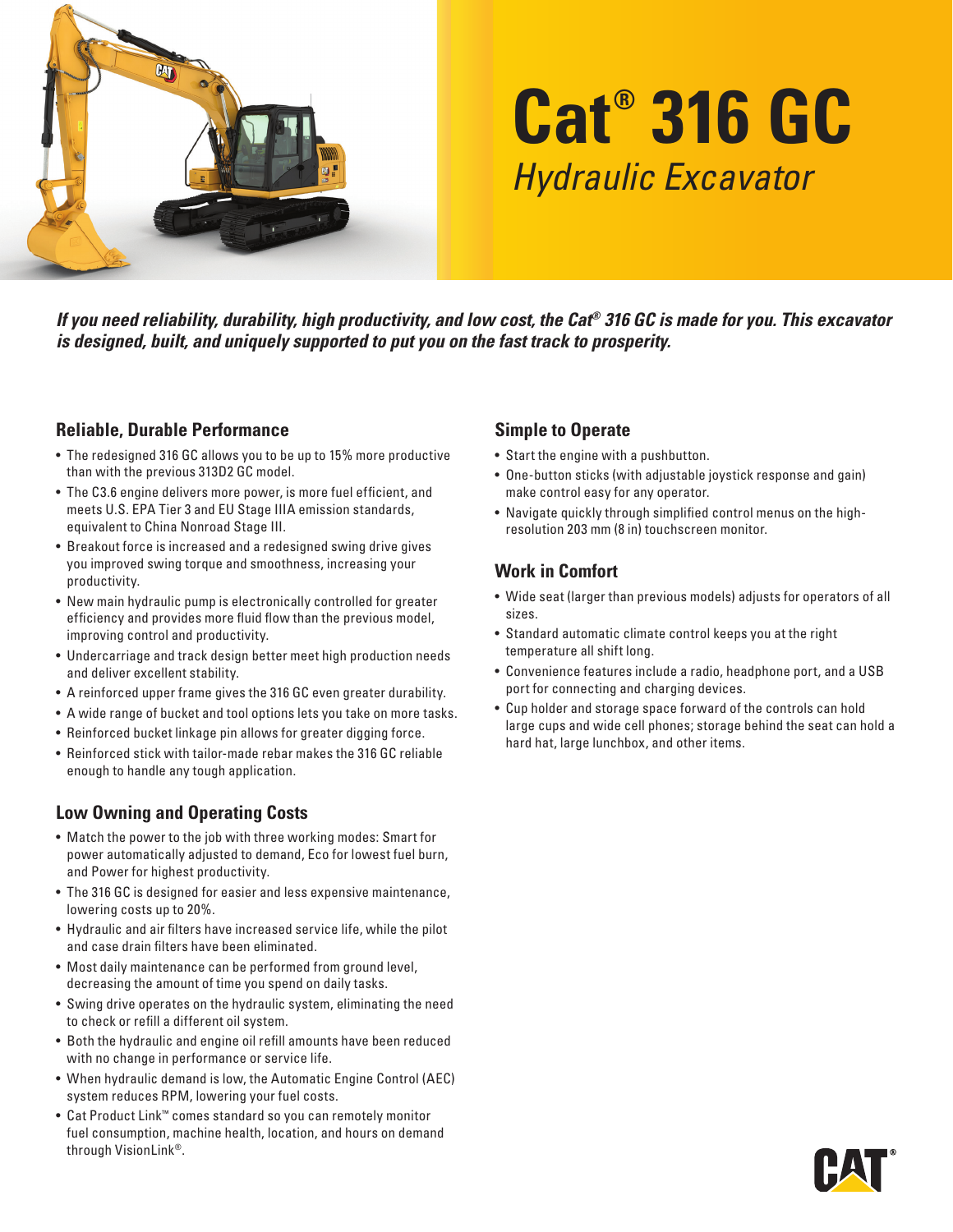# Cat® 316 GC

*Hydraulic Excavator*

***If you need reliability, durability, high productivity, and low cost, the Cat® 316 GC is made for you. This excavator is designed, built, and uniquely supported to put you on the fast track to prosperity.***

## Reliable, Durable Performance

- The redesigned 316 GC allows you to be up to 15% more productive than with the previous 313D2 GC model.
- The C3.6 engine delivers more power, is more fuel efficient, and meets U.S. EPA Tier 3 and EU Stage IIIA emission standards, equivalent to China Nonroad Stage III.
- Breakout force is increased and a redesigned swing drive gives you improved swing torque and smoothness, increasing your productivity.
- New main hydraulic pump is electronically controlled for greater efficiency and provides more fluid flow than the previous model, improving control and productivity.
- Undercarriage and track design better meet high production needs and deliver excellent stability.
- A reinforced upper frame gives the 316 GC even greater durability.
- A wide range of bucket and tool options lets you take on more tasks.
- Reinforced bucket linkage pin allows for greater digging force.
- Reinforced stick with tailor-made rebar makes the 316 GC reliable enough to handle any tough application.

## Low Owning and Operating Costs

- Match the power to the job with three working modes: Smart for power automatically adjusted to demand, Eco for lowest fuel burn, and Power for highest productivity.
- The 316 GC is designed for easier and less expensive maintenance, lowering costs up to 20%.
- Hydraulic and air filters have increased service life, while the pilot and case drain filters have been eliminated.
- Most daily maintenance can be performed from ground level, decreasing the amount of time you spend on daily tasks.
- Swing drive operates on the hydraulic system, eliminating the need to check or refill a different oil system.
- Both the hydraulic and engine oil refill amounts have been reduced with no change in performance or service life.
- When hydraulic demand is low, the Automatic Engine Control (AEC) system reduces RPM, lowering your fuel costs.
- Cat Product Link™ comes standard so you can remotely monitor fuel consumption, machine health, location, and hours on demand through VisionLink®.

## Simple to Operate

- Start the engine with a pushbutton.
- One-button sticks (with adjustable joystick response and gain) make control easy for any operator.
- Navigate quickly through simplified control menus on the high-resolution 203 mm (8 in) touchscreen monitor.

## Work in Comfort

- Wide seat (larger than previous models) adjusts for operators of all sizes.
- Standard automatic climate control keeps you at the right temperature all shift long.
- Convenience features include a radio, headphone port, and a USB port for connecting and charging devices.
- Cup holder and storage space forward of the controls can hold large cups and wide cell phones; storage behind the seat can hold a hard hat, large lunchbox, and other items.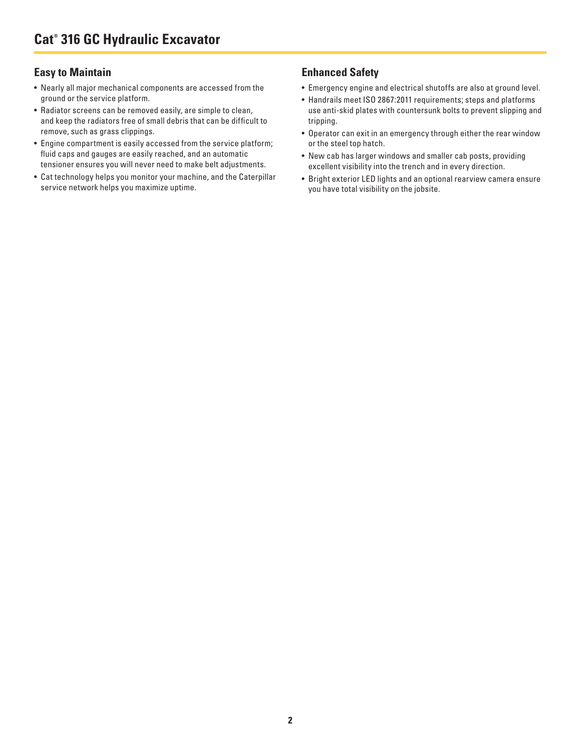# Cat® 316 GC Hydraulic Excavator

## Easy to Maintain

- Nearly all major mechanical components are accessed from the ground or the service platform.
- Radiator screens can be removed easily, are simple to clean, and keep the radiators free of small debris that can be difficult to remove, such as grass clippings.
- Engine compartment is easily accessed from the service platform; fluid caps and gauges are easily reached, and an automatic tensioner ensures you will never need to make belt adjustments.
- Cat technology helps you monitor your machine, and the Caterpillar service network helps you maximize uptime.

## Enhanced Safety

- Emergency engine and electrical shutoffs are also at ground level.
- Handrails meet ISO 2867:2011 requirements; steps and platforms use anti-skid plates with countersunk bolts to prevent slipping and tripping.
- Operator can exit in an emergency through either the rear window or the steel top hatch.
- New cab has larger windows and smaller cab posts, providing excellent visibility into the trench and in every direction.
- Bright exterior LED lights and an optional rearview camera ensure you have total visibility on the jobsite.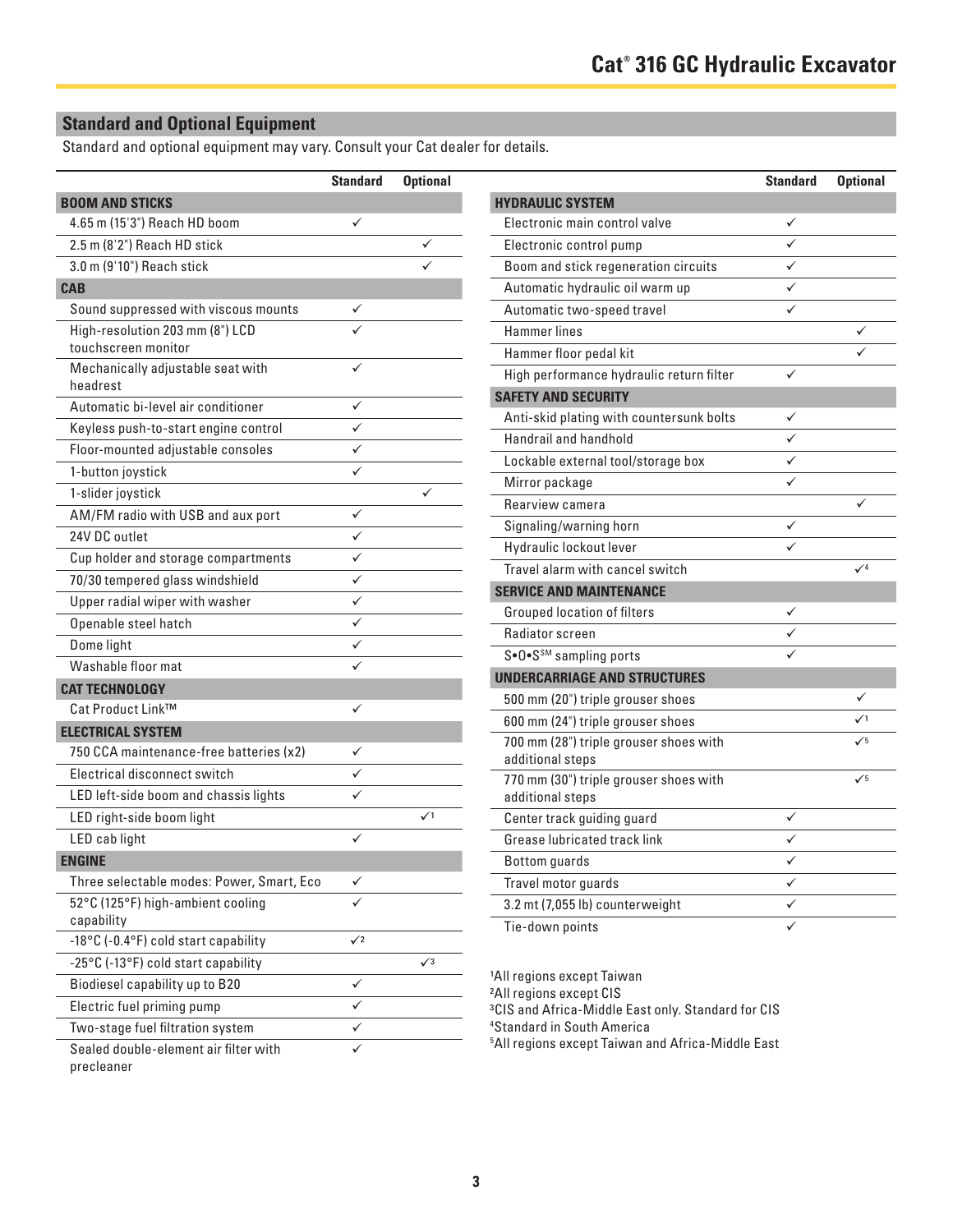## Standard and Optional Equipment

Standard and optional equipment may vary. Consult your Cat dealer for details.

| | Standard | Optional |
|---|---|---|
| **BOOM AND STICKS** | | |
| 4.65 m (15'3") Reach HD boom | ✓ | |
| 2.5 m (8'2") Reach HD stick | | ✓ |
| 3.0 m (9'10") Reach stick | | ✓ |
| **CAB** | | |
| Sound suppressed with viscous mounts | ✓ | |
| High-resolution 203 mm (8") LCD touchscreen monitor | ✓ | |
| Mechanically adjustable seat with headrest | ✓ | |
| Automatic bi-level air conditioner | ✓ | |
| Keyless push-to-start engine control | ✓ | |
| Floor-mounted adjustable consoles | ✓ | |
| 1-button joystick | ✓ | |
| 1-slider joystick | | ✓ |
| AM/FM radio with USB and aux port | ✓ | |
| 24V DC outlet | ✓ | |
| Cup holder and storage compartments | ✓ | |
| 70/30 tempered glass windshield | ✓ | |
| Upper radial wiper with washer | ✓ | |
| Openable steel hatch | ✓ | |
| Dome light | ✓ | |
| Washable floor mat | ✓ | |
| **CAT TECHNOLOGY** | | |
| Cat Product Link™ | ✓ | |
| **ELECTRICAL SYSTEM** | | |
| 750 CCA maintenance-free batteries (x2) | ✓ | |
| Electrical disconnect switch | ✓ | |
| LED left-side boom and chassis lights | ✓ | |
| LED right-side boom light | | ✓[1] |
| LED cab light | ✓ | |
| **ENGINE** | | |
| Three selectable modes: Power, Smart, Eco | ✓ | |
| 52°C (125°F) high-ambient cooling capability | ✓ | |
| -18°C (-0.4°F) cold start capability | ✓[2] | |
| -25°C (-13°F) cold start capability | | ✓[3] |
| Biodiesel capability up to B20 | ✓ | |
| Electric fuel priming pump | ✓ | |
| Two-stage fuel filtration system | ✓ | |
| Sealed double-element air filter with precleaner | ✓ | |

| | Standard | Optional |
|---|---|---|
| **HYDRAULIC SYSTEM** | | |
| Electronic main control valve | ✓ | |
| Electronic control pump | ✓ | |
| Boom and stick regeneration circuits | ✓ | |
| Automatic hydraulic oil warm up | ✓ | |
| Automatic two-speed travel | ✓ | |
| Hammer lines | | ✓ |
| Hammer floor pedal kit | | ✓ |
| High performance hydraulic return filter | ✓ | |
| **SAFETY AND SECURITY** | | |
| Anti-skid plating with countersunk bolts | ✓ | |
| Handrail and handhold | ✓ | |
| Lockable external tool/storage box | ✓ | |
| Mirror package | ✓ | |
| Rearview camera | | ✓ |
| Signaling/warning horn | ✓ | |
| Hydraulic lockout lever | ✓ | |
| Travel alarm with cancel switch | | ✓[4] |
| **SERVICE AND MAINTENANCE** | | |
| Grouped location of filters | ✓ | |
| Radiator screen | ✓ | |
| S•O•S℠ sampling ports | ✓ | |
| **UNDERCARRIAGE AND STRUCTURES** | | |
| 500 mm (20") triple grouser shoes | | ✓ |
| 600 mm (24") triple grouser shoes | | ✓[1] |
| 700 mm (28") triple grouser shoes with additional steps | | ✓[5] |
| 770 mm (30") triple grouser shoes with additional steps | | ✓[5] |
| Center track guiding guard | ✓ | |
| Grease lubricated track link | ✓ | |
| Bottom guards | ✓ | |
| Travel motor guards | ✓ | |
| 3.2 mt (7,055 lb) counterweight | ✓ | |
| Tie-down points | ✓ | |

[1]All regions except Taiwan
[2]All regions except CIS
[3]CIS and Africa-Middle East only. Standard for CIS
[4]Standard in South America
[5]All regions except Taiwan and Africa-Middle East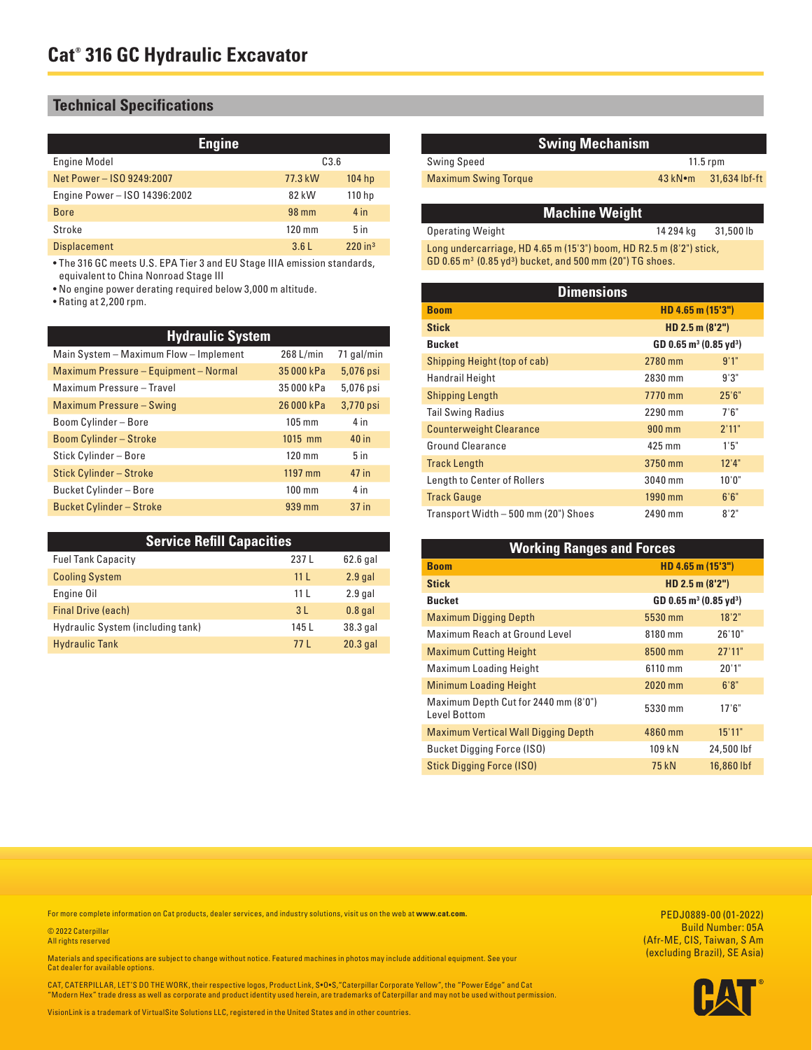# Cat® 316 GC Hydraulic Excavator

## Technical Specifications

| Engine | | |
|---|---|---|
| Engine Model | C3.6 | |
| Net Power – ISO 9249:2007 | 77.3 kW | 104 hp |
| Engine Power – ISO 14396:2002 | 82 kW | 110 hp |
| Bore | 98 mm | 4 in |
| Stroke | 120 mm | 5 in |
| Displacement | 3.6 L | 220 in³ |

- The 316 GC meets U.S. EPA Tier 3 and EU Stage IIIA emission standards, equivalent to China Nonroad Stage III
- No engine power derating required below 3,000 m altitude.
- Rating at 2,200 rpm.

| Hydraulic System | | |
|---|---|---|
| Main System – Maximum Flow – Implement | 268 L/min | 71 gal/min |
| Maximum Pressure – Equipment – Normal | 35 000 kPa | 5,076 psi |
| Maximum Pressure – Travel | 35 000 kPa | 5,076 psi |
| Maximum Pressure – Swing | 26 000 kPa | 3,770 psi |
| Boom Cylinder – Bore | 105 mm | 4 in |
| Boom Cylinder – Stroke | 1015 mm | 40 in |
| Stick Cylinder – Bore | 120 mm | 5 in |
| Stick Cylinder – Stroke | 1197 mm | 47 in |
| Bucket Cylinder – Bore | 100 mm | 4 in |
| Bucket Cylinder – Stroke | 939 mm | 37 in |

| Service Refill Capacities | | |
|---|---|---|
| Fuel Tank Capacity | 237 L | 62.6 gal |
| Cooling System | 11 L | 2.9 gal |
| Engine Oil | 11 L | 2.9 gal |
| Final Drive (each) | 3 L | 0.8 gal |
| Hydraulic System (including tank) | 145 L | 38.3 gal |
| Hydraulic Tank | 77 L | 20.3 gal |

| Swing Mechanism | | |
|---|---|---|
| Swing Speed | 11.5 rpm | |
| Maximum Swing Torque | 43 kN•m | 31,634 lbf-ft |

| Machine Weight | | |
|---|---|---|
| Operating Weight | 14 294 kg | 31,500 lb |

Long undercarriage, HD 4.65 m (15'3") boom, HD R2.5 m (8'2") stick, GD 0.65 m³ (0.85 yd³) bucket, and 500 mm (20") TG shoes.

| Dimensions | | |
|---|---|---|
| **Boom** | **HD 4.65 m (15'3")** | |
| **Stick** | **HD 2.5 m (8'2")** | |
| **Bucket** | **GD 0.65 m³ (0.85 yd³)** | |
| Shipping Height (top of cab) | 2780 mm | 9'1" |
| Handrail Height | 2830 mm | 9'3" |
| Shipping Length | 7770 mm | 25'6" |
| Tail Swing Radius | 2290 mm | 7'6" |
| Counterweight Clearance | 900 mm | 2'11" |
| Ground Clearance | 425 mm | 1'5" |
| Track Length | 3750 mm | 12'4" |
| Length to Center of Rollers | 3040 mm | 10'0" |
| Track Gauge | 1990 mm | 6'6" |
| Transport Width – 500 mm (20") Shoes | 2490 mm | 8'2" |

| Working Ranges and Forces | | |
|---|---|---|
| **Boom** | **HD 4.65 m (15'3")** | |
| **Stick** | **HD 2.5 m (8'2")** | |
| **Bucket** | **GD 0.65 m³ (0.85 yd³)** | |
| Maximum Digging Depth | 5530 mm | 18'2" |
| Maximum Reach at Ground Level | 8180 mm | 26'10" |
| Maximum Cutting Height | 8500 mm | 27'11" |
| Maximum Loading Height | 6110 mm | 20'1" |
| Minimum Loading Height | 2020 mm | 6'8" |
| Maximum Depth Cut for 2440 mm (8'0") Level Bottom | 5330 mm | 17'6" |
| Maximum Vertical Wall Digging Depth | 4860 mm | 15'11" |
| Bucket Digging Force (ISO) | 109 kN | 24,500 lbf |
| Stick Digging Force (ISO) | 75 kN | 16,860 lbf |

For more complete information on Cat products, dealer services, and industry solutions, visit us on the web at **www.cat.com.**

© 2022 Caterpillar
All rights reserved

Materials and specifications are subject to change without notice. Featured machines in photos may include additional equipment. See your Cat dealer for available options.

CAT, CATERPILLAR, LET'S DO THE WORK, their respective logos, Product Link, S•O•S, "Caterpillar Corporate Yellow", the "Power Edge" and Cat "Modern Hex" trade dress as well as corporate and product identity used herein, are trademarks of Caterpillar and may not be used without permission.

VisionLink is a trademark of VirtualSite Solutions LLC, registered in the United States and in other countries.

PEDJ0889-00 (01-2022)
Build Number: 05A
(Afr-ME, CIS, Taiwan, S Am (excluding Brazil), SE Asia)